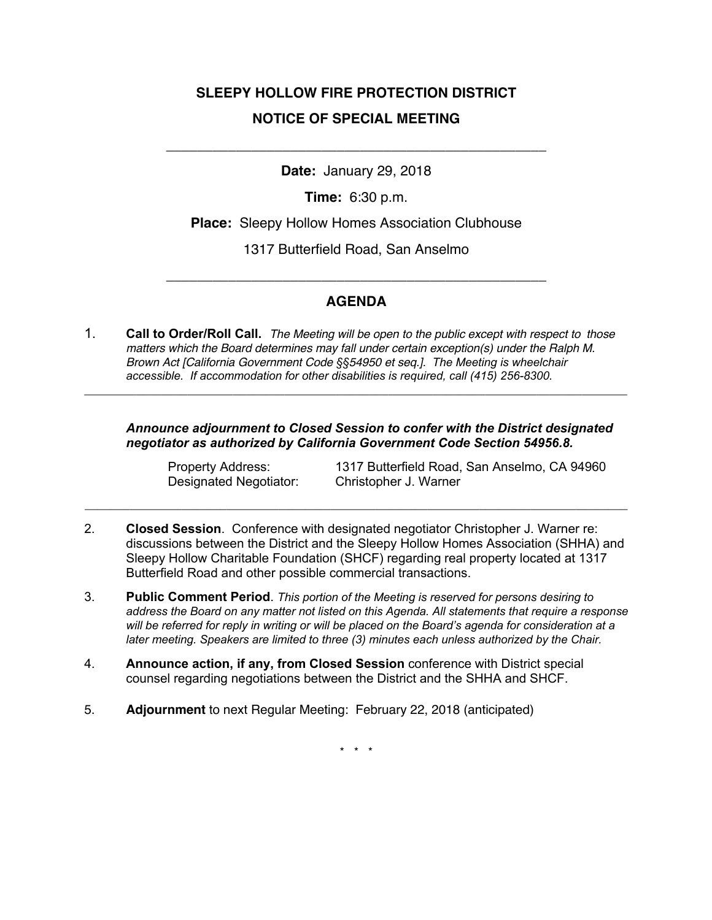# SLEEPY HOLLOW FIRE PROTECTION DISTRICT

## NOTICE OF SPECIAL MEETING

---

**Date:** January 29, 2018

**Time:** 6:30 p.m.

**Place:** Sleepy Hollow Homes Association Clubhouse

1317 Butterfield Road, San Anselmo

---

## AGENDA

1. **Call to Order/Roll Call.** *The Meeting will be open to the public except with respect to those matters which the Board determines may fall under certain exception(s) under the Ralph M. Brown Act [California Government Code §§54950 et seq.]. The Meeting is wheelchair accessible. If accommodation for other disabilities is required, call (415) 256-8300.*

---

***Announce adjournment to Closed Session to confer with the District designated negotiator as authorized by California Government Code Section 54956.8.***

| | |
|---|---|
| Property Address: | 1317 Butterfield Road, San Anselmo, CA 94960 |
| Designated Negotiator: | Christopher J. Warner |

---

2. **Closed Session**. Conference with designated negotiator Christopher J. Warner re: discussions between the District and the Sleepy Hollow Homes Association (SHHA) and Sleepy Hollow Charitable Foundation (SHCF) regarding real property located at 1317 Butterfield Road and other possible commercial transactions.

3. **Public Comment Period**. *This portion of the Meeting is reserved for persons desiring to address the Board on any matter not listed on this Agenda. All statements that require a response will be referred for reply in writing or will be placed on the Board's agenda for consideration at a later meeting. Speakers are limited to three (3) minutes each unless authorized by the Chair.*

4. **Announce action, if any, from Closed Session** conference with District special counsel regarding negotiations between the District and the SHHA and SHCF.

5. **Adjournment** to next Regular Meeting: February 22, 2018 (anticipated)

\* \* \*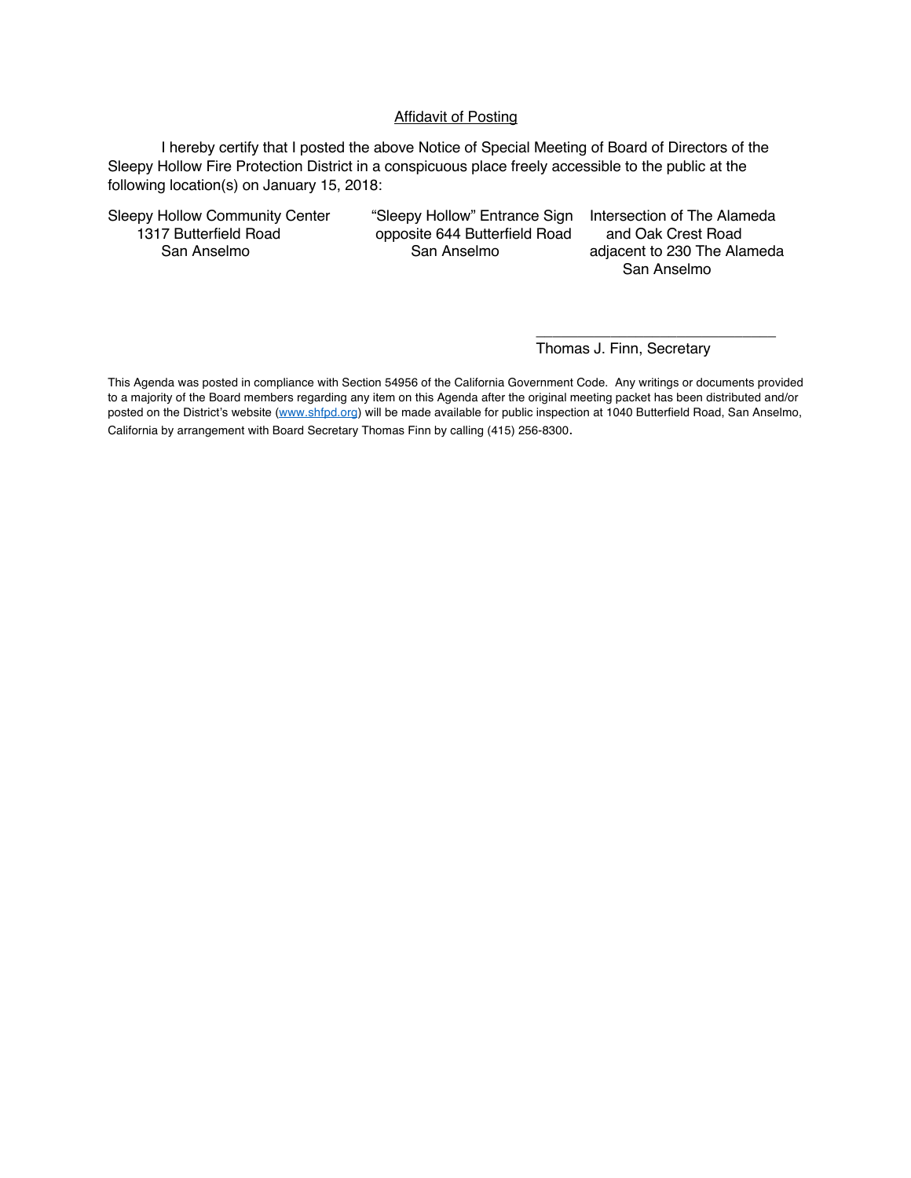Affidavit of Posting

I hereby certify that I posted the above Notice of Special Meeting of Board of Directors of the Sleepy Hollow Fire Protection District in a conspicuous place freely accessible to the public at the following location(s) on January 15, 2018:

Sleepy Hollow Community Center
1317 Butterfield Road
San Anselmo

"Sleepy Hollow" Entrance Sign
opposite 644 Butterfield Road
San Anselmo

Intersection of The Alameda
and Oak Crest Road
adjacent to 230 The Alameda
San Anselmo

______________________________
Thomas J. Finn, Secretary

This Agenda was posted in compliance with Section 54956 of the California Government Code. Any writings or documents provided to a majority of the Board members regarding any item on this Agenda after the original meeting packet has been distributed and/or posted on the District's website (www.shfpd.org) will be made available for public inspection at 1040 Butterfield Road, San Anselmo, California by arrangement with Board Secretary Thomas Finn by calling (415) 256-8300.